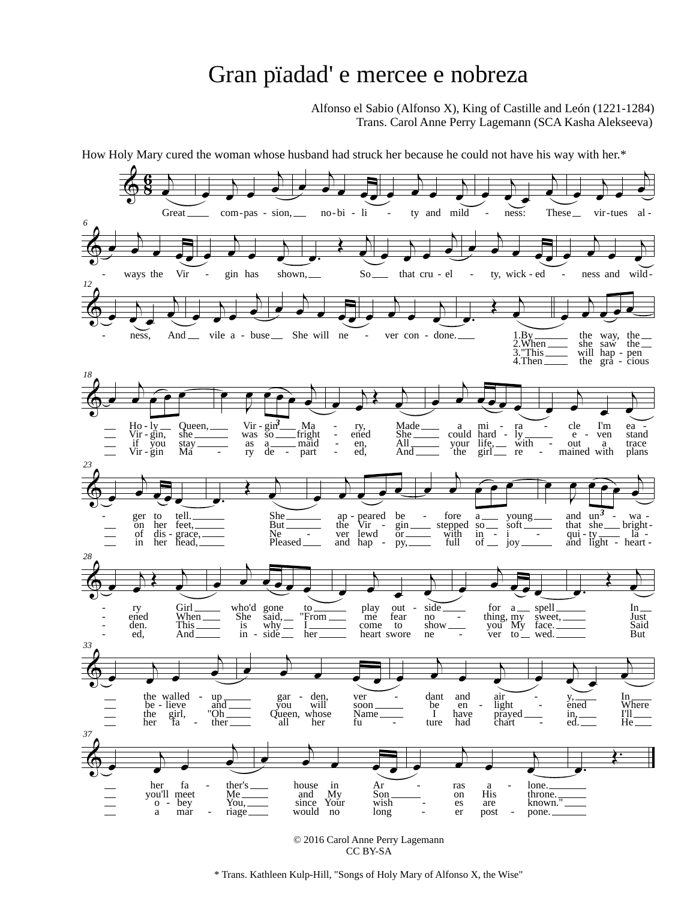# Gran pïadad' e mercee e nobreza

Alfonso el Sabio (Alfonso X), King of Castille and León (1221-1284)
Trans. Carol Anne Perry Lagemann (SCA Kasha Alekseeva)

How Holy Mary cured the woman whose husband had struck her because he could not have his way with her.*

Great compassion, nobility and mildness: These virtues always the Virgin has shown, So that cruel-ty, wickedness and wildness, And vile abuse She will never condone.

1. By the way, the Holy Queen, Virgin Mary, Made a miracle I'm eager to tell. She appeared before a young and unwary Girl who'd gone to play outside for a spell In the walled-up garden, verdant and airy, In her father's house in Arras alone.

2. When she saw the Virgin, she was so frightened She could hardly even stand on her feet, But the Virgin stepped so soft that she brightened When She said, "From me fear nothing, my sweet, Just believe and you will soon be enlightened Where you'll meet Me and My Son on His throne.

3. "This will happen if you stay as a maiden, All your life, without a trace of disgrace, Never lewd or with iniquity laden. This is why I come to show you My face." Said the girl, "Oh Queen, whose Name I have prayed in, I'll obey You, since Your wishes are known."

4. Then the gracious Virgin Mary departed, And the girl remained with plans in her head, Pleased and happy, full of joy and lightheart-ed, And inside her heart swore never to wed. But her father all her future had charted. He a marriage would no longer postpone.

© 2016 Carol Anne Perry Lagemann
CC BY-SA

* Trans. Kathleen Kulp-Hill, "Songs of Holy Mary of Alfonso X, the Wise"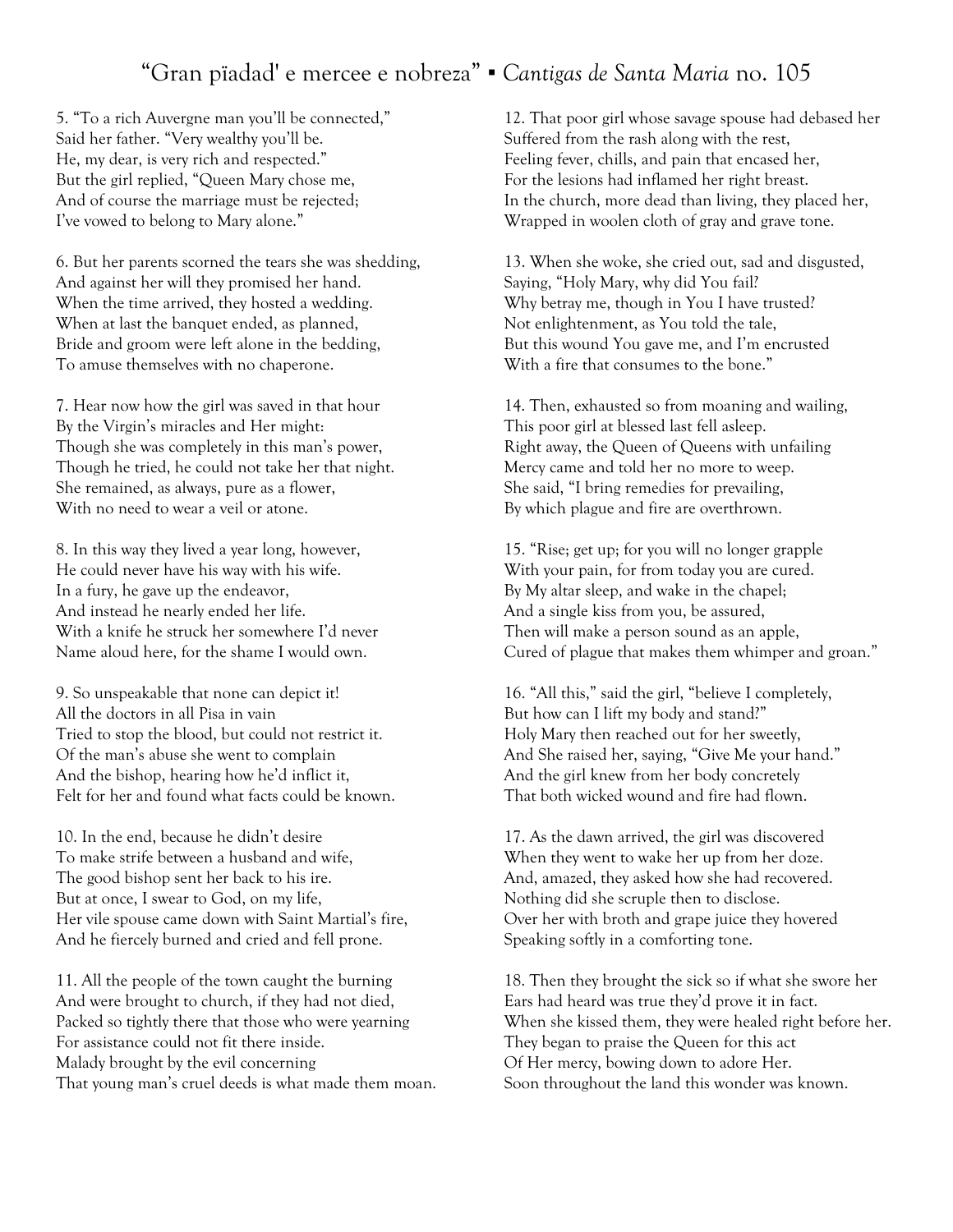5. “To a rich Auvergne man you’ll be connected,”
Said her father. “Very wealthy you’ll be.
He, my dear, is very rich and respected.”
But the girl replied, “Queen Mary chose me,
And of course the marriage must be rejected;
I’ve vowed to belong to Mary alone.”

6. But her parents scorned the tears she was shedding,
And against her will they promised her hand.
When the time arrived, they hosted a wedding.
When at last the banquet ended, as planned,
Bride and groom were left alone in the bedding,
To amuse themselves with no chaperone.

7. Hear now how the girl was saved in that hour
By the Virgin’s miracles and Her might:
Though she was completely in this man’s power,
Though he tried, he could not take her that night.
She remained, as always, pure as a flower,
With no need to wear a veil or atone.

8. In this way they lived a year long, however,
He could never have his way with his wife.
In a fury, he gave up the endeavor,
And instead he nearly ended her life.
With a knife he struck her somewhere I’d never
Name aloud here, for the shame I would own.

9. So unspeakable that none can depict it!
All the doctors in all Pisa in vain
Tried to stop the blood, but could not restrict it.
Of the man’s abuse she went to complain
And the bishop, hearing how he’d inflict it,
Felt for her and found what facts could be known.

10. In the end, because he didn’t desire
To make strife between a husband and wife,
The good bishop sent her back to his ire.
But at once, I swear to God, on my life,
Her vile spouse came down with Saint Martial’s fire,
And he fiercely burned and cried and fell prone.

11. All the people of the town caught the burning
And were brought to church, if they had not died,
Packed so tightly there that those who were yearning
For assistance could not fit there inside.
Malady brought by the evil concerning
That young man’s cruel deeds is what made them moan.

12. That poor girl whose savage spouse had debased her
Suffered from the rash along with the rest,
Feeling fever, chills, and pain that encased her,
For the lesions had inflamed her right breast.
In the church, more dead than living, they placed her,
Wrapped in woolen cloth of gray and grave tone.

13. When she woke, she cried out, sad and disgusted,
Saying, “Holy Mary, why did You fail?
Why betray me, though in You I have trusted?
Not enlightenment, as You told the tale,
But this wound You gave me, and I’m encrusted
With a fire that consumes to the bone.”

14. Then, exhausted so from moaning and wailing,
This poor girl at blessed last fell asleep.
Right away, the Queen of Queens with unfailing
Mercy came and told her no more to weep.
She said, “I bring remedies for prevailing,
By which plague and fire are overthrown.

15. “Rise; get up; for you will no longer grapple
With your pain, for from today you are cured.
By My altar sleep, and wake in the chapel;
And a single kiss from you, be assured,
Then will make a person sound as an apple,
Cured of plague that makes them whimper and groan.”

16. “All this,” said the girl, “believe I completely,
But how can I lift my body and stand?”
Holy Mary then reached out for her sweetly,
And She raised her, saying, “Give Me your hand.”
And the girl knew from her body concretely
That both wicked wound and fire had flown.

17. As the dawn arrived, the girl was discovered
When they went to wake her up from her doze.
And, amazed, they asked how she had recovered.
Nothing did she scruple then to disclose.
Over her with broth and grape juice they hovered
Speaking softly in a comforting tone.

18. Then they brought the sick so if what she swore her
Ears had heard was true they’d prove it in fact.
When she kissed them, they were healed right before her.
They began to praise the Queen for this act
Of Her mercy, bowing down to adore Her.
Soon throughout the land this wonder was known.